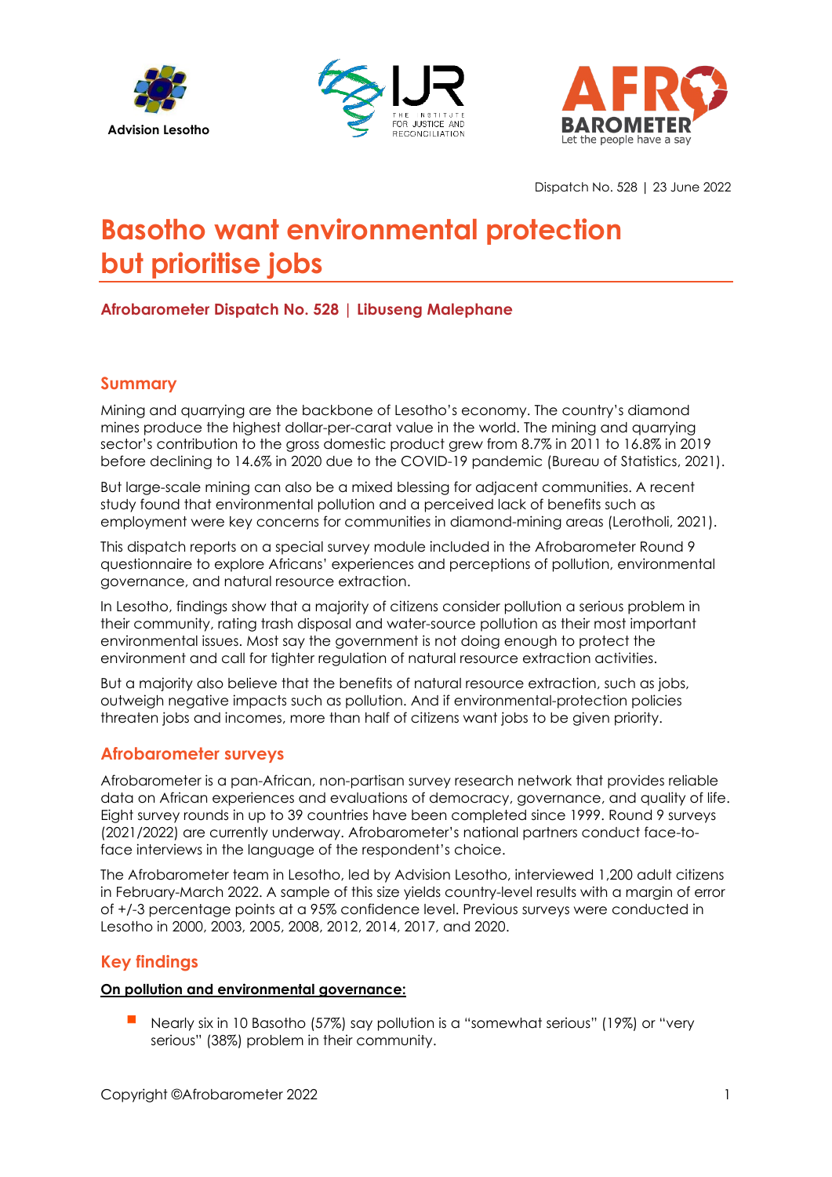Advision Lesotho

Dispatch No. 528 | 23 June 2022

# Basotho want environmental protection but prioritise jobs

**Afrobarometer Dispatch No. 528 | Libuseng Malephane**

## Summary

Mining and quarrying are the backbone of Lesotho's economy. The country's diamond mines produce the highest dollar-per-carat value in the world. The mining and quarrying sector's contribution to the gross domestic product grew from 8.7% in 2011 to 16.8% in 2019 before declining to 14.6% in 2020 due to the COVID-19 pandemic (Bureau of Statistics, 2021).

But large-scale mining can also be a mixed blessing for adjacent communities. A recent study found that environmental pollution and a perceived lack of benefits such as employment were key concerns for communities in diamond-mining areas (Lerotholi, 2021).

This dispatch reports on a special survey module included in the Afrobarometer Round 9 questionnaire to explore Africans' experiences and perceptions of pollution, environmental governance, and natural resource extraction.

In Lesotho, findings show that a majority of citizens consider pollution a serious problem in their community, rating trash disposal and water-source pollution as their most important environmental issues. Most say the government is not doing enough to protect the environment and call for tighter regulation of natural resource extraction activities.

But a majority also believe that the benefits of natural resource extraction, such as jobs, outweigh negative impacts such as pollution. And if environmental-protection policies threaten jobs and incomes, more than half of citizens want jobs to be given priority.

## Afrobarometer surveys

Afrobarometer is a pan-African, non-partisan survey research network that provides reliable data on African experiences and evaluations of democracy, governance, and quality of life. Eight survey rounds in up to 39 countries have been completed since 1999. Round 9 surveys (2021/2022) are currently underway. Afrobarometer's national partners conduct face-to-face interviews in the language of the respondent's choice.

The Afrobarometer team in Lesotho, led by Advision Lesotho, interviewed 1,200 adult citizens in February-March 2022. A sample of this size yields country-level results with a margin of error of +/-3 percentage points at a 95% confidence level. Previous surveys were conducted in Lesotho in 2000, 2003, 2005, 2008, 2012, 2014, 2017, and 2020.

## Key findings

**On pollution and environmental governance:**

- Nearly six in 10 Basotho (57%) say pollution is a "somewhat serious" (19%) or "very serious" (38%) problem in their community.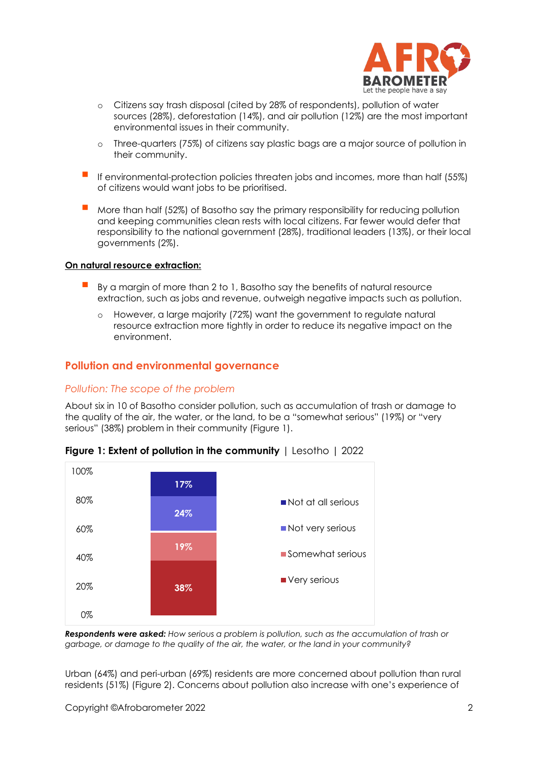- Citizens say trash disposal (cited by 28% of respondents), pollution of water sources (28%), deforestation (14%), and air pollution (12%) are the most important environmental issues in their community.
- Three-quarters (75%) of citizens say plastic bags are a major source of pollution in their community.

- If environmental-protection policies threaten jobs and incomes, more than half (55%) of citizens would want jobs to be prioritised.

- More than half (52%) of Basotho say the primary responsibility for reducing pollution and keeping communities clean rests with local citizens. Far fewer would defer that responsibility to the national government (28%), traditional leaders (13%), or their local governments (2%).

**On natural resource extraction:**

- By a margin of more than 2 to 1, Basotho say the benefits of natural resource extraction, such as jobs and revenue, outweigh negative impacts such as pollution.
  - However, a large majority (72%) want the government to regulate natural resource extraction more tightly in order to reduce its negative impact on the environment.

## Pollution and environmental governance

### *Pollution: The scope of the problem*

About six in 10 of Basotho consider pollution, such as accumulation of trash or damage to the quality of the air, the water, or the land, to be a "somewhat serious" (19%) or "very serious" (38%) problem in their community (Figure 1).

**Figure 1: Extent of pollution in the community** | Lesotho | 2022

| Response | % |
|---|---|
| Not at all serious | 17% |
| Not very serious | 24% |
| Somewhat serious | 19% |
| Very serious | 38% |

***Respondents were asked:*** *How serious a problem is pollution, such as the accumulation of trash or garbage, or damage to the quality of the air, the water, or the land in your community?*

Urban (64%) and peri-urban (69%) residents are more concerned about pollution than rural residents (51%) (Figure 2). Concerns about pollution also increase with one's experience of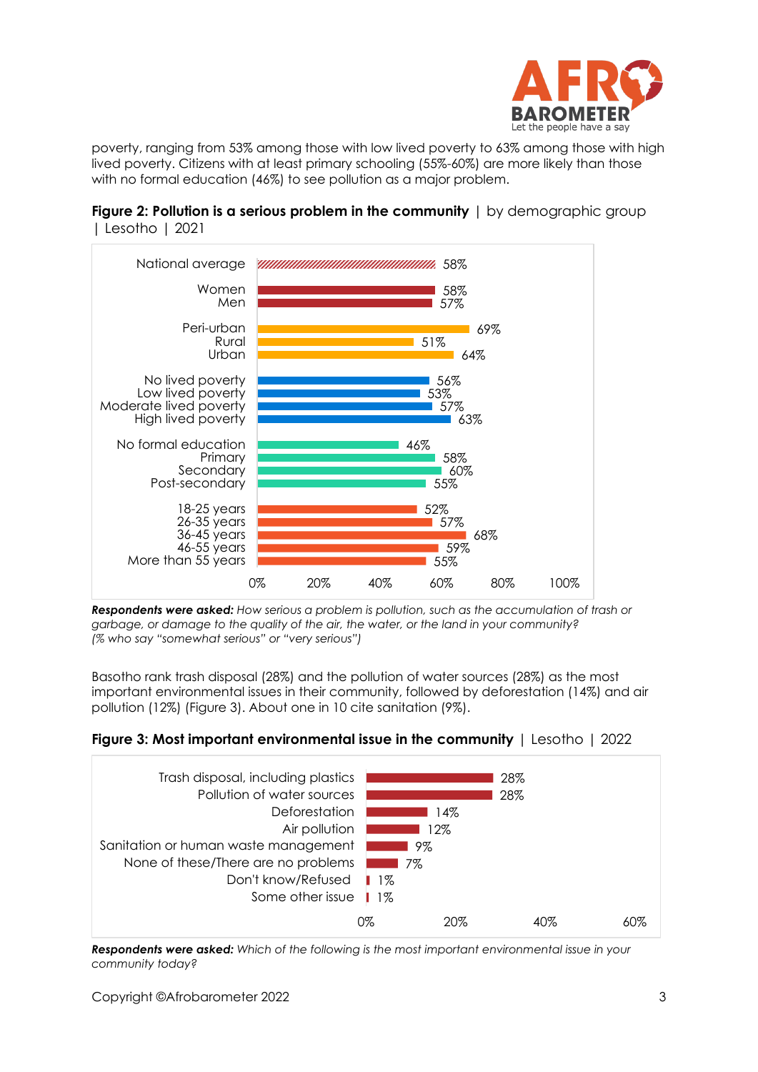poverty, ranging from 53% among those with low lived poverty to 63% among those with high lived poverty. Citizens with at least primary schooling (55%-60%) are more likely than those with no formal education (46%) to see pollution as a major problem.

**Figure 2: Pollution is a serious problem in the community** | by demographic group | Lesotho | 2021

| Group | % |
|---|---|
| National average | 58% |
| Women | 58% |
| Men | 57% |
| Peri-urban | 69% |
| Rural | 51% |
| Urban | 64% |
| No lived poverty | 56% |
| Low lived poverty | 53% |
| Moderate lived poverty | 57% |
| High lived poverty | 63% |
| No formal education | 46% |
| Primary | 58% |
| Secondary | 60% |
| Post-secondary | 55% |
| 18-25 years | 52% |
| 26-35 years | 57% |
| 36-45 years | 68% |
| 46-55 years | 59% |
| More than 55 years | 55% |

***Respondents were asked:*** *How serious a problem is pollution, such as the accumulation of trash or garbage, or damage to the quality of the air, the water, or the land in your community? (% who say "somewhat serious" or "very serious")*

Basotho rank trash disposal (28%) and the pollution of water sources (28%) as the most important environmental issues in their community, followed by deforestation (14%) and air pollution (12%) (Figure 3). About one in 10 cite sanitation (9%).

**Figure 3: Most important environmental issue in the community** | Lesotho | 2022

| Issue | % |
|---|---|
| Trash disposal, including plastics | 28% |
| Pollution of water sources | 28% |
| Deforestation | 14% |
| Air pollution | 12% |
| Sanitation or human waste management | 9% |
| None of these/There are no problems | 7% |
| Don't know/Refused | 1% |
| Some other issue | 1% |

***Respondents were asked:*** *Which of the following is the most important environmental issue in your community today?*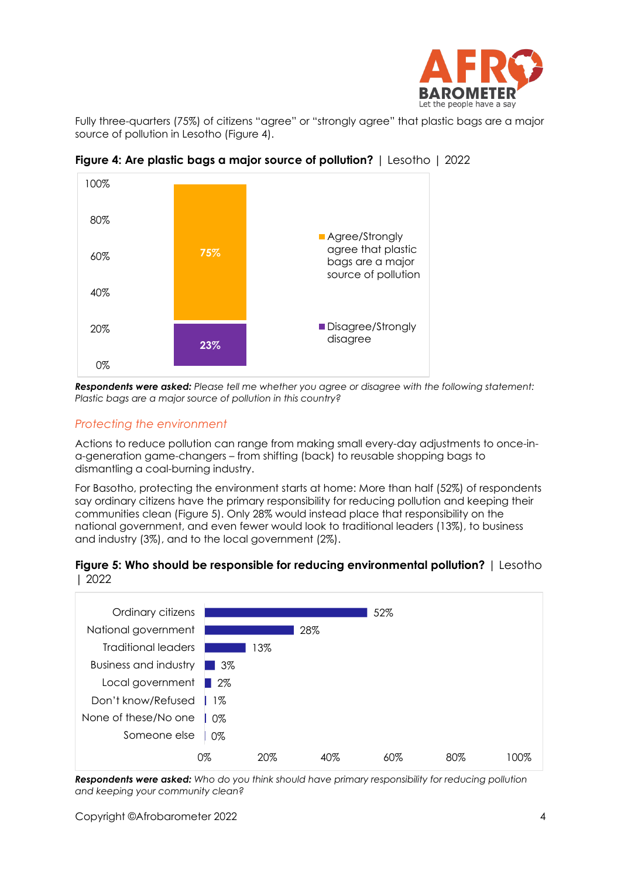Fully three-quarters (75%) of citizens "agree" or "strongly agree" that plastic bags are a major source of pollution in Lesotho (Figure 4).

**Figure 4: Are plastic bags a major source of pollution?** | Lesotho | 2022

| Response | % |
|---|---|
| Agree/Strongly agree that plastic bags are a major source of pollution | 75% |
| Disagree/Strongly disagree | 23% |

***Respondents were asked:*** *Please tell me whether you agree or disagree with the following statement: Plastic bags are a major source of pollution in this country?*

## *Protecting the environment*

Actions to reduce pollution can range from making small every-day adjustments to once-in-a-generation game-changers – from shifting (back) to reusable shopping bags to dismantling a coal-burning industry.

For Basotho, protecting the environment starts at home: More than half (52%) of respondents say ordinary citizens have the primary responsibility for reducing pollution and keeping their communities clean (Figure 5). Only 28% would instead place that responsibility on the national government, and even fewer would look to traditional leaders (13%), to business and industry (3%), and to the local government (2%).

**Figure 5: Who should be responsible for reducing environmental pollution?** | Lesotho | 2022

| Response | % |
|---|---|
| Ordinary citizens | 52% |
| National government | 28% |
| Traditional leaders | 13% |
| Business and industry | 3% |
| Local government | 2% |
| Don't know/Refused | 1% |
| None of these/No one | 0% |
| Someone else | 0% |

***Respondents were asked:*** *Who do you think should have primary responsibility for reducing pollution and keeping your community clean?*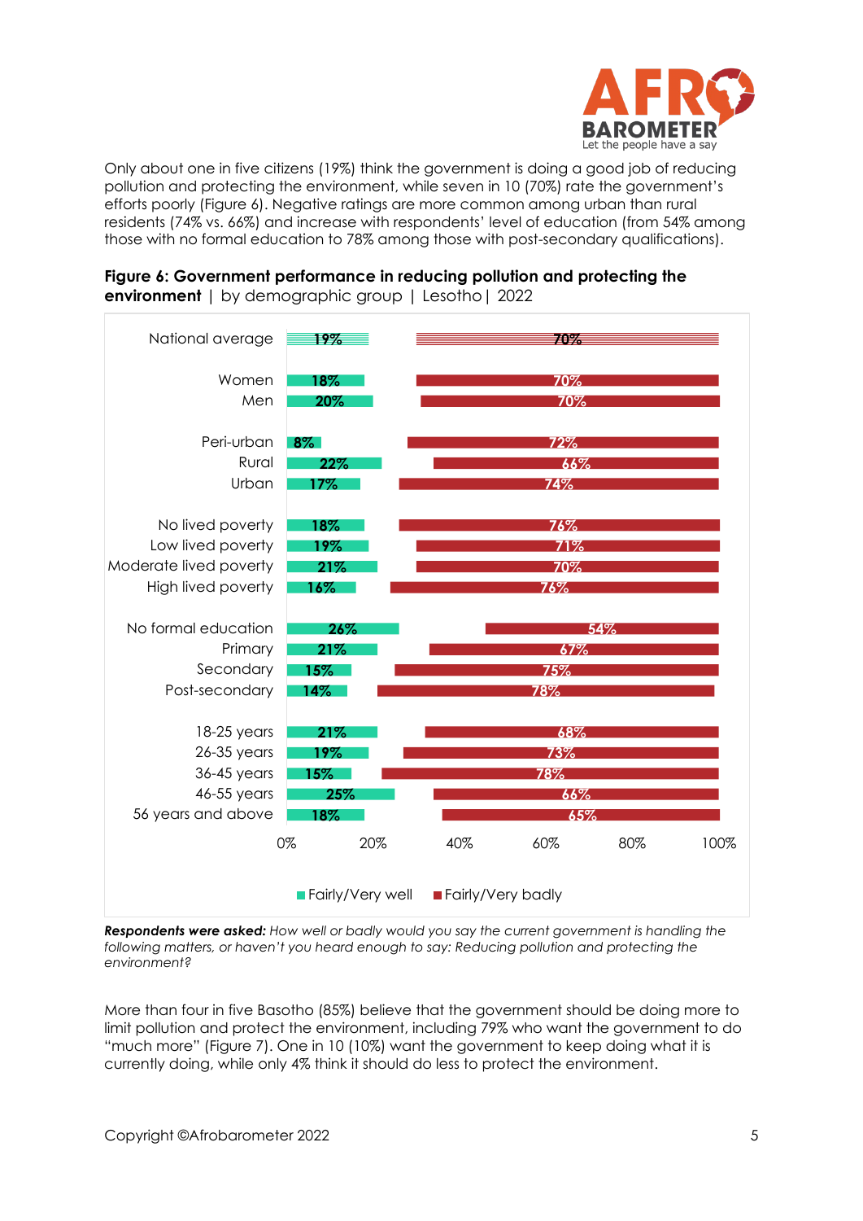Only about one in five citizens (19%) think the government is doing a good job of reducing pollution and protecting the environment, while seven in 10 (70%) rate the government's efforts poorly (Figure 6). Negative ratings are more common among urban than rural residents (74% vs. 66%) and increase with respondents' level of education (from 54% among those with no formal education to 78% among those with post-secondary qualifications).

**Figure 6: Government performance in reducing pollution and protecting the environment** | by demographic group | Lesotho | 2022

| Group | Fairly/Very well | Fairly/Very badly |
|---|---|---|
| National average | 19% | 70% |
| Women | 18% | 70% |
| Men | 20% | 70% |
| Peri-urban | 8% | 72% |
| Rural | 22% | 66% |
| Urban | 17% | 74% |
| No lived poverty | 18% | 76% |
| Low lived poverty | 19% | 71% |
| Moderate lived poverty | 21% | 70% |
| High lived poverty | 16% | 76% |
| No formal education | 26% | 54% |
| Primary | 21% | 67% |
| Secondary | 15% | 75% |
| Post-secondary | 14% | 78% |
| 18-25 years | 21% | 68% |
| 26-35 years | 19% | 73% |
| 36-45 years | 15% | 78% |
| 46-55 years | 25% | 66% |
| 56 years and above | 18% | 65% |

***Respondents were asked:*** *How well or badly would you say the current government is handling the following matters, or haven't you heard enough to say: Reducing pollution and protecting the environment?*

More than four in five Basotho (85%) believe that the government should be doing more to limit pollution and protect the environment, including 79% who want the government to do "much more" (Figure 7). One in 10 (10%) want the government to keep doing what it is currently doing, while only 4% think it should do less to protect the environment.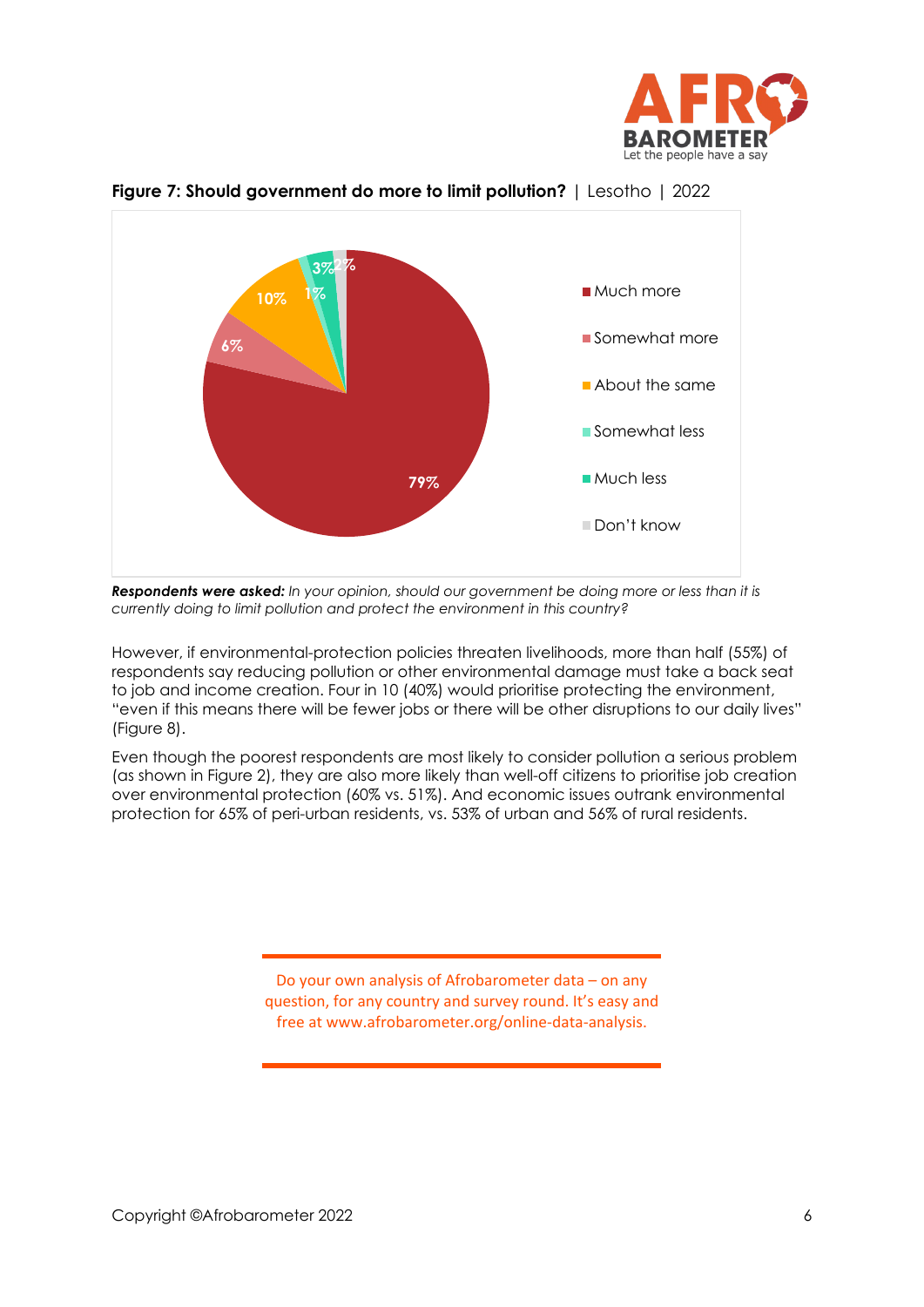**Figure 7: Should government do more to limit pollution?** | Lesotho | 2022

| Response | % |
|---|---|
| Much more | 79% |
| Somewhat more | 6% |
| About the same | 10% |
| Somewhat less | 1% |
| Much less | 3% |
| Don't know | 2% |

***Respondents were asked:*** *In your opinion, should our government be doing more or less than it is currently doing to limit pollution and protect the environment in this country?*

However, if environmental-protection policies threaten livelihoods, more than half (55%) of respondents say reducing pollution or other environmental damage must take a back seat to job and income creation. Four in 10 (40%) would prioritise protecting the environment, "even if this means there will be fewer jobs or there will be other disruptions to our daily lives" (Figure 8).

Even though the poorest respondents are most likely to consider pollution a serious problem (as shown in Figure 2), they are also more likely than well-off citizens to prioritise job creation over environmental protection (60% vs. 51%). And economic issues outrank environmental protection for 65% of peri-urban residents, vs. 53% of urban and 56% of rural residents.

Do your own analysis of Afrobarometer data – on any question, for any country and survey round. It's easy and free at www.afrobarometer.org/online-data-analysis.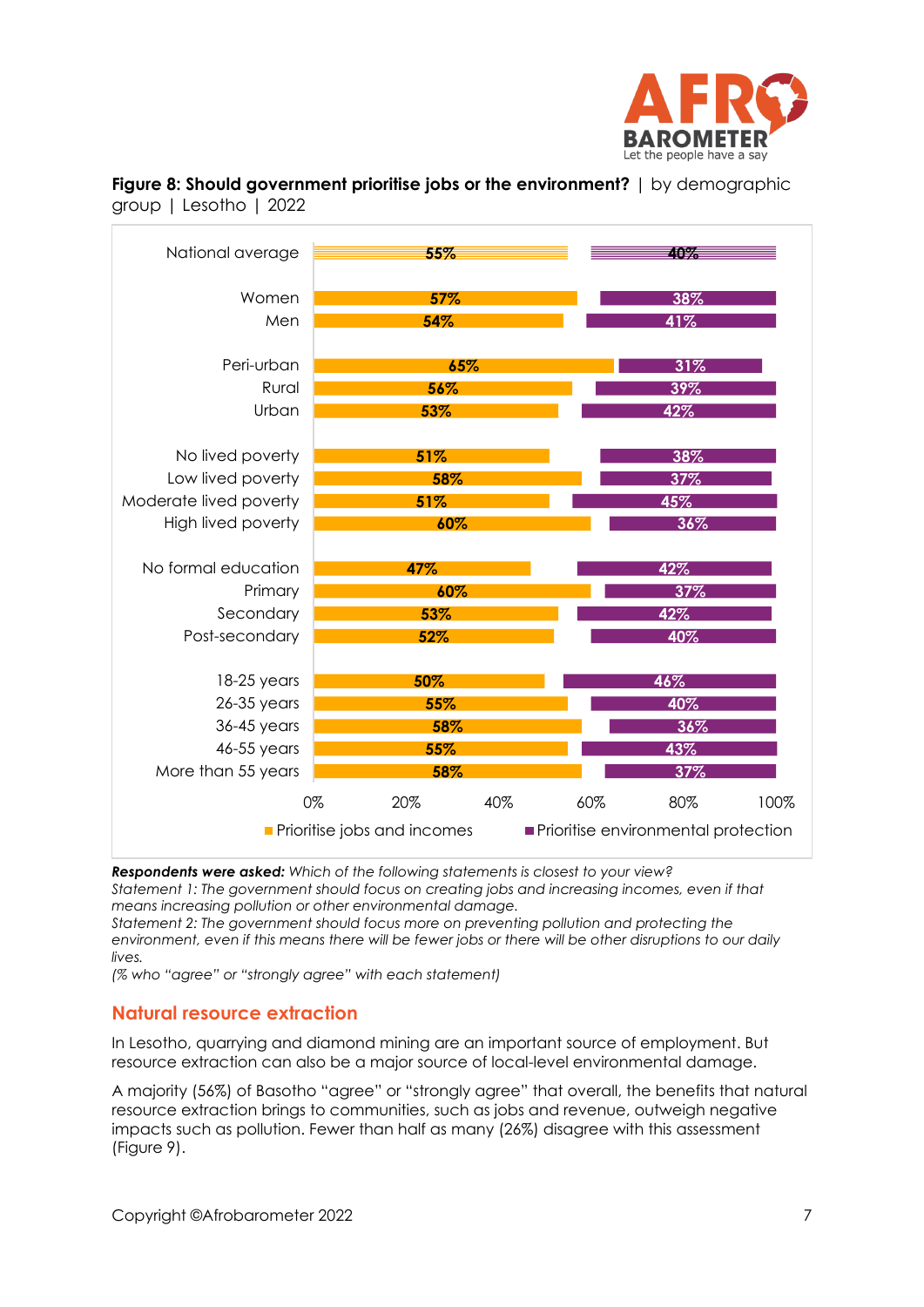**Figure 8: Should government prioritise jobs or the environment?** | by demographic group | Lesotho | 2022

| | Prioritise jobs and incomes | Prioritise environmental protection |
|---|---|---|
| National average | 55% | 40% |
| Women | 57% | 38% |
| Men | 54% | 41% |
| Peri-urban | 65% | 31% |
| Rural | 56% | 39% |
| Urban | 53% | 42% |
| No lived poverty | 51% | 38% |
| Low lived poverty | 58% | 37% |
| Moderate lived poverty | 51% | 45% |
| High lived poverty | 60% | 36% |
| No formal education | 47% | 42% |
| Primary | 60% | 37% |
| Secondary | 53% | 42% |
| Post-secondary | 52% | 40% |
| 18-25 years | 50% | 46% |
| 26-35 years | 55% | 40% |
| 36-45 years | 58% | 36% |
| 46-55 years | 55% | 43% |
| More than 55 years | 58% | 37% |

***Respondents were asked:*** *Which of the following statements is closest to your view?*
*Statement 1: The government should focus on creating jobs and increasing incomes, even if that means increasing pollution or other environmental damage.*
*Statement 2: The government should focus more on preventing pollution and protecting the environment, even if this means there will be fewer jobs or there will be other disruptions to our daily lives.*
*(% who "agree" or "strongly agree" with each statement)*

## Natural resource extraction

In Lesotho, quarrying and diamond mining are an important source of employment. But resource extraction can also be a major source of local-level environmental damage.

A majority (56%) of Basotho "agree" or "strongly agree" that overall, the benefits that natural resource extraction brings to communities, such as jobs and revenue, outweigh negative impacts such as pollution. Fewer than half as many (26%) disagree with this assessment (Figure 9).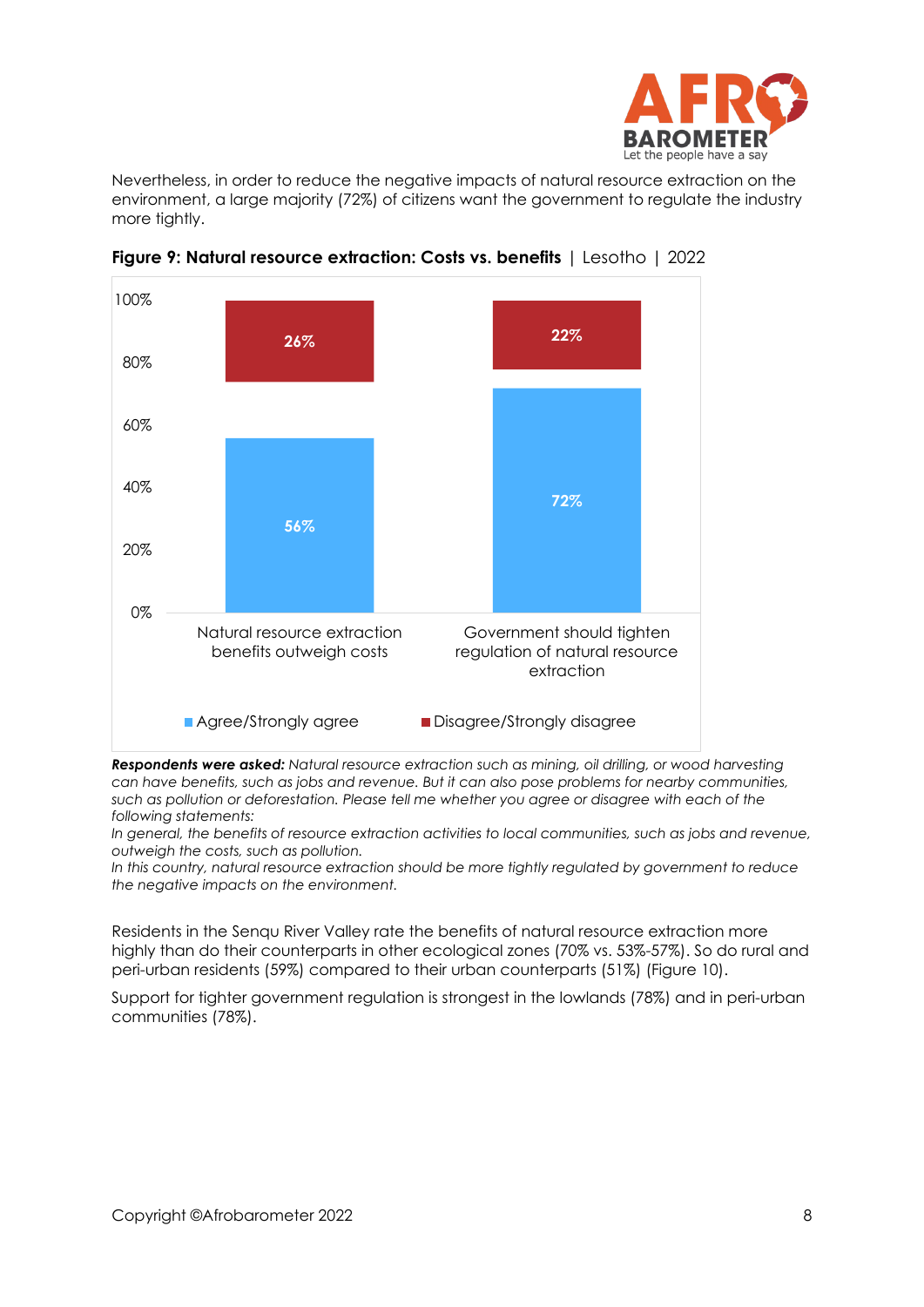Nevertheless, in order to reduce the negative impacts of natural resource extraction on the environment, a large majority (72%) of citizens want the government to regulate the industry more tightly.

**Figure 9: Natural resource extraction: Costs vs. benefits** | Lesotho | 2022

| | Agree/Strongly agree | Disagree/Strongly disagree |
|---|---|---|
| Natural resource extraction benefits outweigh costs | 56% | 26% |
| Government should tighten regulation of natural resource extraction | 72% | 22% |

***Respondents were asked:*** *Natural resource extraction such as mining, oil drilling, or wood harvesting can have benefits, such as jobs and revenue. But it can also pose problems for nearby communities, such as pollution or deforestation. Please tell me whether you agree or disagree with each of the following statements:*

*In general, the benefits of resource extraction activities to local communities, such as jobs and revenue, outweigh the costs, such as pollution.*

*In this country, natural resource extraction should be more tightly regulated by government to reduce the negative impacts on the environment.*

Residents in the Senqu River Valley rate the benefits of natural resource extraction more highly than do their counterparts in other ecological zones (70% vs. 53%-57%). So do rural and peri-urban residents (59%) compared to their urban counterparts (51%) (Figure 10).

Support for tighter government regulation is strongest in the lowlands (78%) and in peri-urban communities (78%).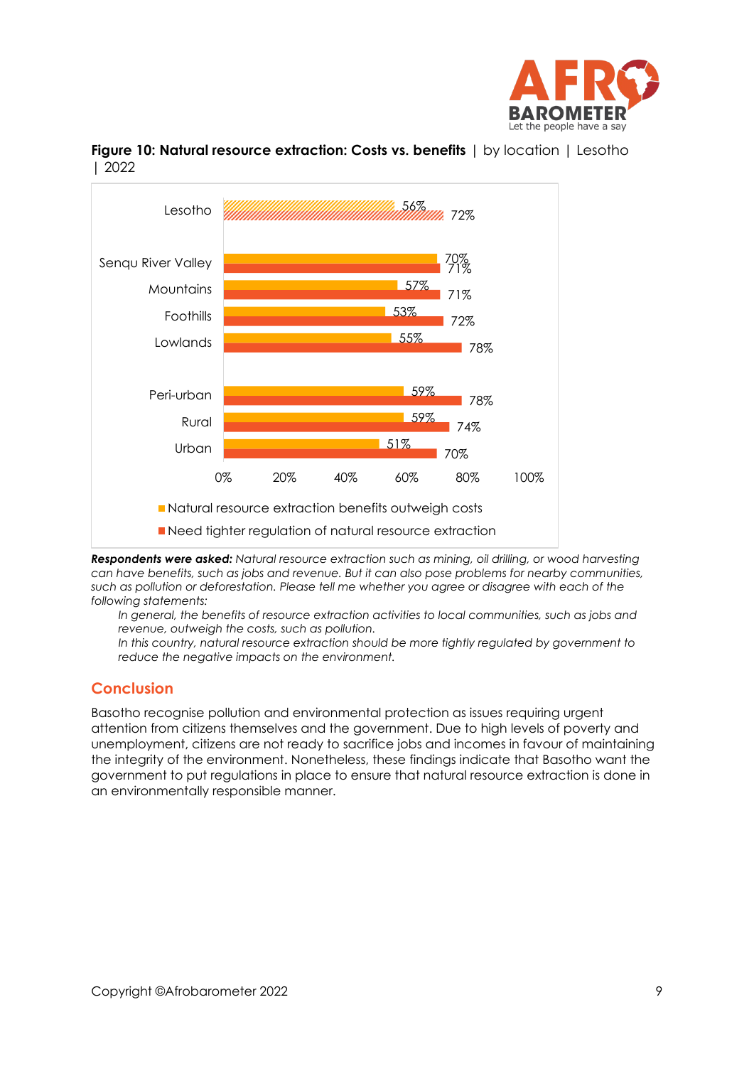**Figure 10: Natural resource extraction: Costs vs. benefits** | by location | Lesotho | 2022

| | Natural resource extraction benefits outweigh costs | Need tighter regulation of natural resource extraction |
|---|---|---|
| Lesotho | 56% | 72% |
| Senqu River Valley | 70% | 71% |
| Mountains | 57% | 71% |
| Foothills | 53% | 72% |
| Lowlands | 55% | 78% |
| Peri-urban | 59% | 78% |
| Rural | 59% | 74% |
| Urban | 51% | 70% |

***Respondents were asked:*** *Natural resource extraction such as mining, oil drilling, or wood harvesting can have benefits, such as jobs and revenue. But it can also pose problems for nearby communities, such as pollution or deforestation. Please tell me whether you agree or disagree with each of the following statements:*

*In general, the benefits of resource extraction activities to local communities, such as jobs and revenue, outweigh the costs, such as pollution.*

*In this country, natural resource extraction should be more tightly regulated by government to reduce the negative impacts on the environment.*

## Conclusion

Basotho recognise pollution and environmental protection as issues requiring urgent attention from citizens themselves and the government. Due to high levels of poverty and unemployment, citizens are not ready to sacrifice jobs and incomes in favour of maintaining the integrity of the environment. Nonetheless, these findings indicate that Basotho want the government to put regulations in place to ensure that natural resource extraction is done in an environmentally responsible manner.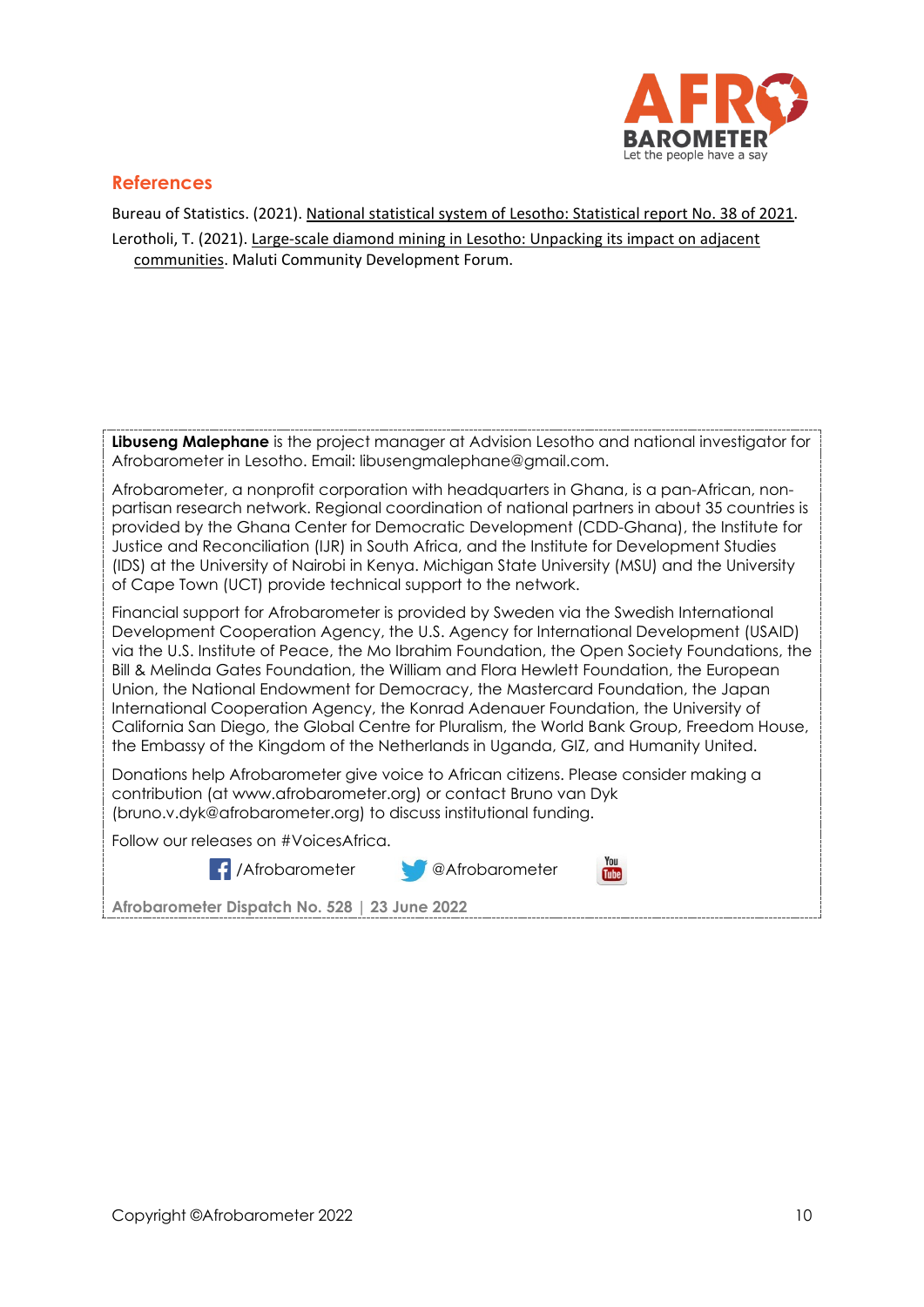## References

Bureau of Statistics. (2021). National statistical system of Lesotho: Statistical report No. 38 of 2021.

Lerotholi, T. (2021). Large-scale diamond mining in Lesotho: Unpacking its impact on adjacent communities. Maluti Community Development Forum.

**Libuseng Malephane** is the project manager at Advision Lesotho and national investigator for Afrobarometer in Lesotho. Email: libusengmalephane@gmail.com.

Afrobarometer, a nonprofit corporation with headquarters in Ghana, is a pan-African, non-partisan research network. Regional coordination of national partners in about 35 countries is provided by the Ghana Center for Democratic Development (CDD-Ghana), the Institute for Justice and Reconciliation (IJR) in South Africa, and the Institute for Development Studies (IDS) at the University of Nairobi in Kenya. Michigan State University (MSU) and the University of Cape Town (UCT) provide technical support to the network.

Financial support for Afrobarometer is provided by Sweden via the Swedish International Development Cooperation Agency, the U.S. Agency for International Development (USAID) via the U.S. Institute of Peace, the Mo Ibrahim Foundation, the Open Society Foundations, the Bill & Melinda Gates Foundation, the William and Flora Hewlett Foundation, the European Union, the National Endowment for Democracy, the Mastercard Foundation, the Japan International Cooperation Agency, the Konrad Adenauer Foundation, the University of California San Diego, the Global Centre for Pluralism, the World Bank Group, Freedom House, the Embassy of the Kingdom of the Netherlands in Uganda, GIZ, and Humanity United.

Donations help Afrobarometer give voice to African citizens. Please consider making a contribution (at www.afrobarometer.org) or contact Bruno van Dyk (bruno.v.dyk@afrobarometer.org) to discuss institutional funding.

Follow our releases on #VoicesAfrica.

/Afrobarometer   @Afrobarometer

**Afrobarometer Dispatch No. 528 | 23 June 2022**